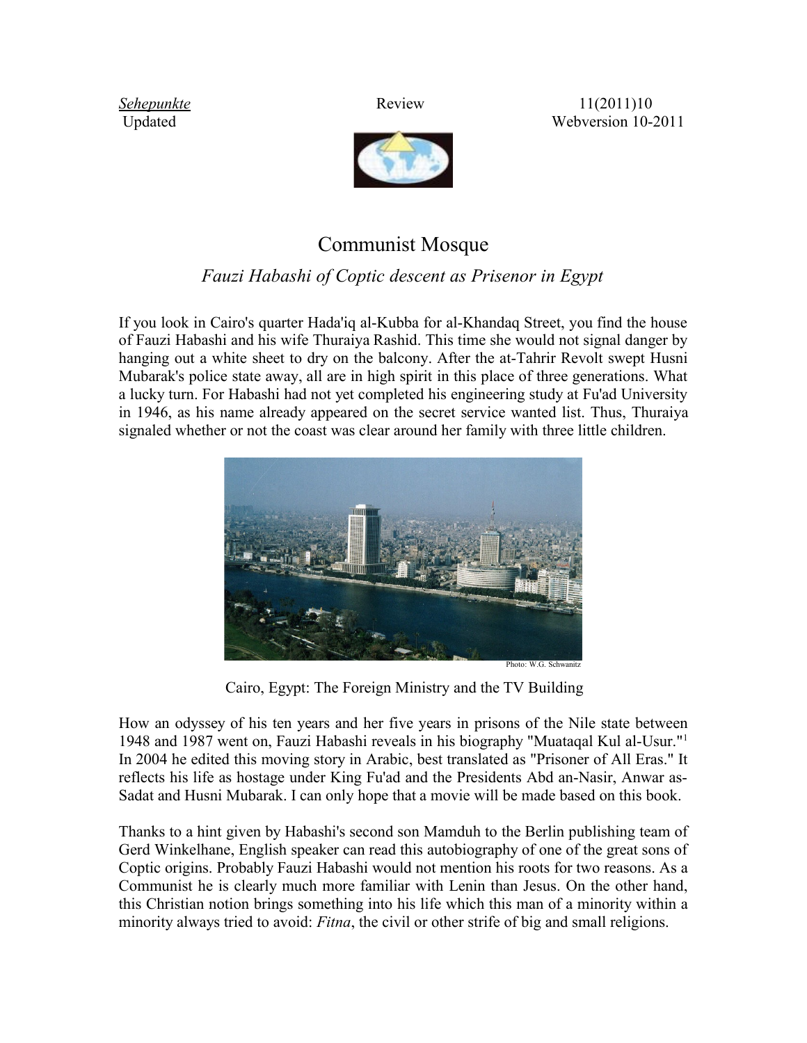*Sehepunkte* Review 11(2011)10
Updated Webversion 10-2011

# Communist Mosque

### *Fauzi Habashi of Coptic descent as Prisenor in Egypt*

If you look in Cairo's quarter Hada'iq al-Kubba for al-Khandaq Street, you find the house of Fauzi Habashi and his wife Thuraiya Rashid. This time she would not signal danger by hanging out a white sheet to dry on the balcony. After the at-Tahrir Revolt swept Husni Mubarak's police state away, all are in high spirit in this place of three generations. What a lucky turn. For Habashi had not yet completed his engineering study at Fu'ad University in 1946, as his name already appeared on the secret service wanted list. Thus, Thuraiya signaled whether or not the coast was clear around her family with three little children.

Photo: W.G. Schwanitz

Cairo, Egypt: The Foreign Ministry and the TV Building

How an odyssey of his ten years and her five years in prisons of the Nile state between 1948 and 1987 went on, Fauzi Habashi reveals in his biography "Muataqal Kul al-Usur."[1] In 2004 he edited this moving story in Arabic, best translated as "Prisoner of All Eras." It reflects his life as hostage under King Fu'ad and the Presidents Abd an-Nasir, Anwar as-Sadat and Husni Mubarak. I can only hope that a movie will be made based on this book.

Thanks to a hint given by Habashi's second son Mamduh to the Berlin publishing team of Gerd Winkelhane, English speaker can read this autobiography of one of the great sons of Coptic origins. Probably Fauzi Habashi would not mention his roots for two reasons. As a Communist he is clearly much more familiar with Lenin than Jesus. On the other hand, this Christian notion brings something into his life which this man of a minority within a minority always tried to avoid: *Fitna*, the civil or other strife of big and small religions.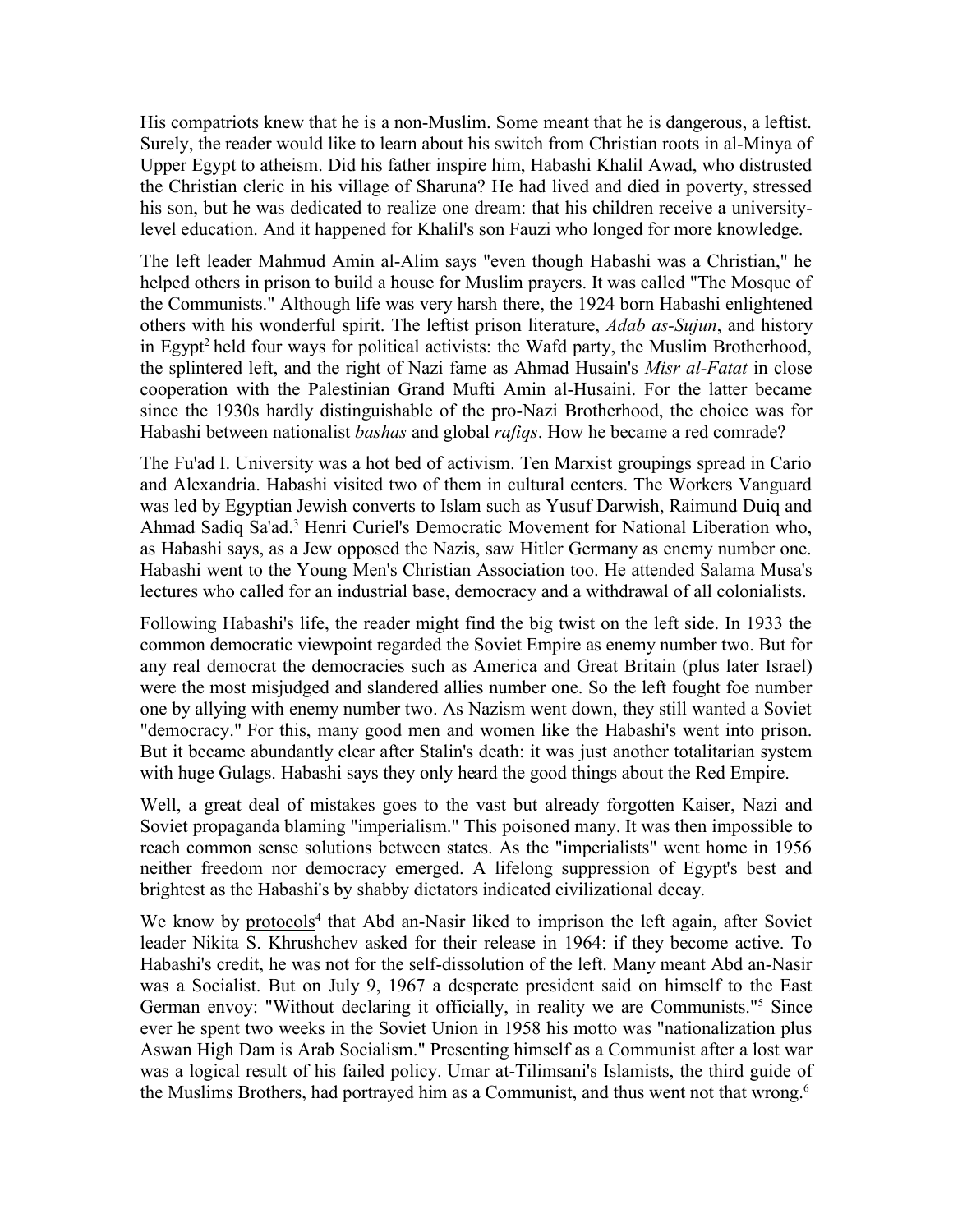His compatriots knew that he is a non-Muslim. Some meant that he is dangerous, a leftist. Surely, the reader would like to learn about his switch from Christian roots in al-Minya of Upper Egypt to atheism. Did his father inspire him, Habashi Khalil Awad, who distrusted the Christian cleric in his village of Sharuna? He had lived and died in poverty, stressed his son, but he was dedicated to realize one dream: that his children receive a university-level education. And it happened for Khalil's son Fauzi who longed for more knowledge.

The left leader Mahmud Amin al-Alim says "even though Habashi was a Christian," he helped others in prison to build a house for Muslim prayers. It was called "The Mosque of the Communists." Although life was very harsh there, the 1924 born Habashi enlightened others with his wonderful spirit. The leftist prison literature, *Adab as-Sujun*, and history in Egypt[2] held four ways for political activists: the Wafd party, the Muslim Brotherhood, the splintered left, and the right of Nazi fame as Ahmad Husain's *Misr al-Fatat* in close cooperation with the Palestinian Grand Mufti Amin al-Husaini. For the latter became since the 1930s hardly distinguishable of the pro-Nazi Brotherhood, the choice was for Habashi between nationalist *bashas* and global *rafiqs*. How he became a red comrade?

The Fu'ad I. University was a hot bed of activism. Ten Marxist groupings spread in Cario and Alexandria. Habashi visited two of them in cultural centers. The Workers Vanguard was led by Egyptian Jewish converts to Islam such as Yusuf Darwish, Raimund Duiq and Ahmad Sadiq Sa'ad.[3] Henri Curiel's Democratic Movement for National Liberation who, as Habashi says, as a Jew opposed the Nazis, saw Hitler Germany as enemy number one. Habashi went to the Young Men's Christian Association too. He attended Salama Musa's lectures who called for an industrial base, democracy and a withdrawal of all colonialists.

Following Habashi's life, the reader might find the big twist on the left side. In 1933 the common democratic viewpoint regarded the Soviet Empire as enemy number two. But for any real democrat the democracies such as America and Great Britain (plus later Israel) were the most misjudged and slandered allies number one. So the left fought foe number one by allying with enemy number two. As Nazism went down, they still wanted a Soviet "democracy." For this, many good men and women like the Habashi's went into prison. But it became abundantly clear after Stalin's death: it was just another totalitarian system with huge Gulags. Habashi says they only heard the good things about the Red Empire.

Well, a great deal of mistakes goes to the vast but already forgotten Kaiser, Nazi and Soviet propaganda blaming "imperialism." This poisoned many. It was then impossible to reach common sense solutions between states. As the "imperialists" went home in 1956 neither freedom nor democracy emerged. A lifelong suppression of Egypt's best and brightest as the Habashi's by shabby dictators indicated civilizational decay.

We know by protocols[4] that Abd an-Nasir liked to imprison the left again, after Soviet leader Nikita S. Khrushchev asked for their release in 1964: if they become active. To Habashi's credit, he was not for the self-dissolution of the left. Many meant Abd an-Nasir was a Socialist. But on July 9, 1967 a desperate president said on himself to the East German envoy: "Without declaring it officially, in reality we are Communists."[5] Since ever he spent two weeks in the Soviet Union in 1958 his motto was "nationalization plus Aswan High Dam is Arab Socialism." Presenting himself as a Communist after a lost war was a logical result of his failed policy. Umar at-Tilimsani's Islamists, the third guide of the Muslims Brothers, had portrayed him as a Communist, and thus went not that wrong.[6]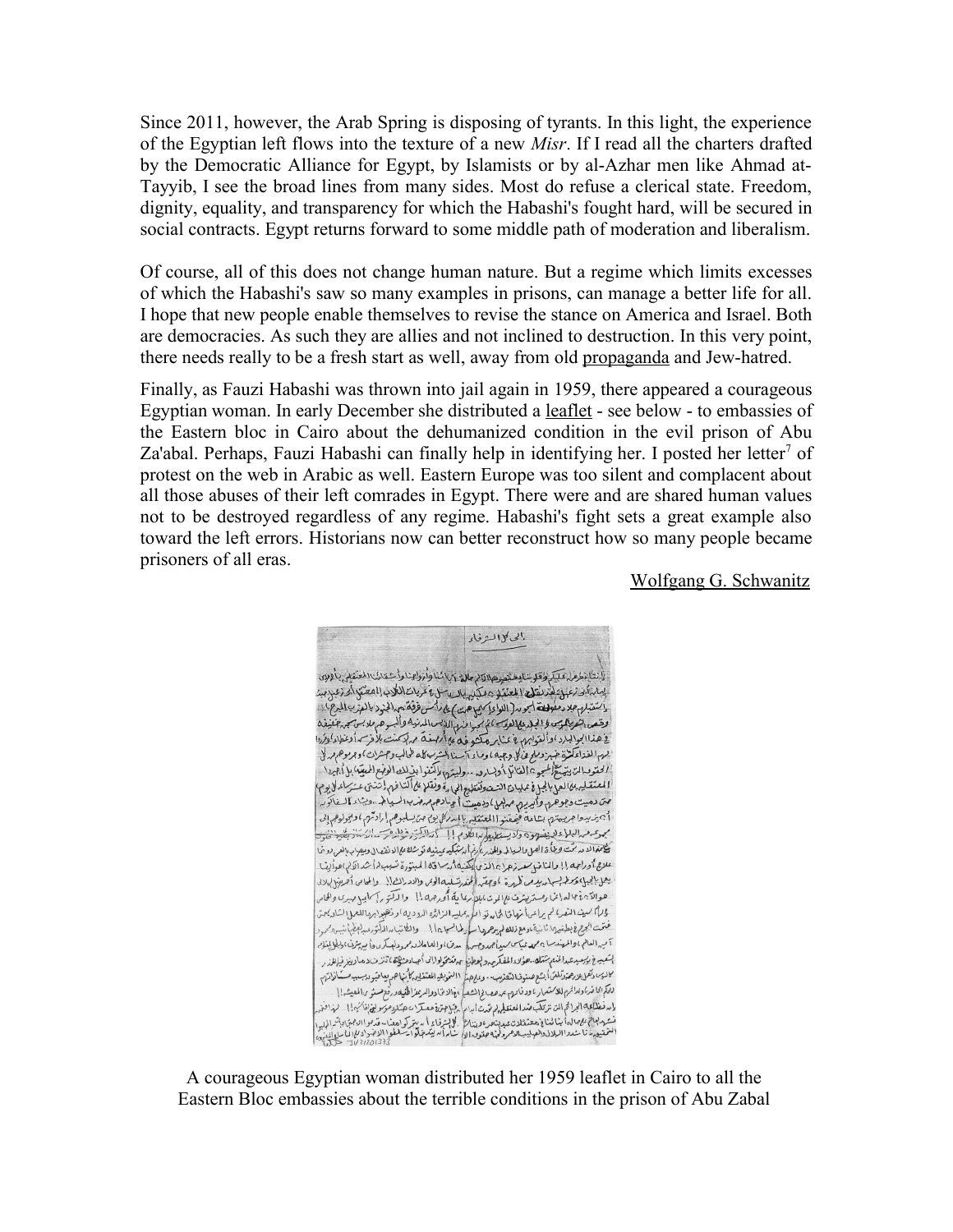Since 2011, however, the Arab Spring is disposing of tyrants. In this light, the experience of the Egyptian left flows into the texture of a new *Misr*. If I read all the charters drafted by the Democratic Alliance for Egypt, by Islamists or by al-Azhar men like Ahmad at-Tayyib, I see the broad lines from many sides. Most do refuse a clerical state. Freedom, dignity, equality, and transparency for which the Habashi's fought hard, will be secured in social contracts. Egypt returns forward to some middle path of moderation and liberalism.

Of course, all of this does not change human nature. But a regime which limits excesses of which the Habashi's saw so many examples in prisons, can manage a better life for all. I hope that new people enable themselves to revise the stance on America and Israel. Both are democracies. As such they are allies and not inclined to destruction. In this very point, there needs really to be a fresh start as well, away from old propaganda and Jew-hatred.

Finally, as Fauzi Habashi was thrown into jail again in 1959, there appeared a courageous Egyptian woman. In early December she distributed a leaflet - see below - to embassies of the Eastern bloc in Cairo about the dehumanized condition in the evil prison of Abu Za'abal. Perhaps, Fauzi Habashi can finally help in identifying her. I posted her letter[7] of protest on the web in Arabic as well. Eastern Europe was too silent and complacent about all those abuses of their left comrades in Egypt. There were and are shared human values not to be destroyed regardless of any regime. Habashi's fight sets a great example also toward the left errors. Historians now can better reconstruct how so many people became prisoners of all eras.

Wolfgang G. Schwanitz

A courageous Egyptian woman distributed her 1959 leaflet in Cairo to all the Eastern Bloc embassies about the terrible conditions in the prison of Abu Zabal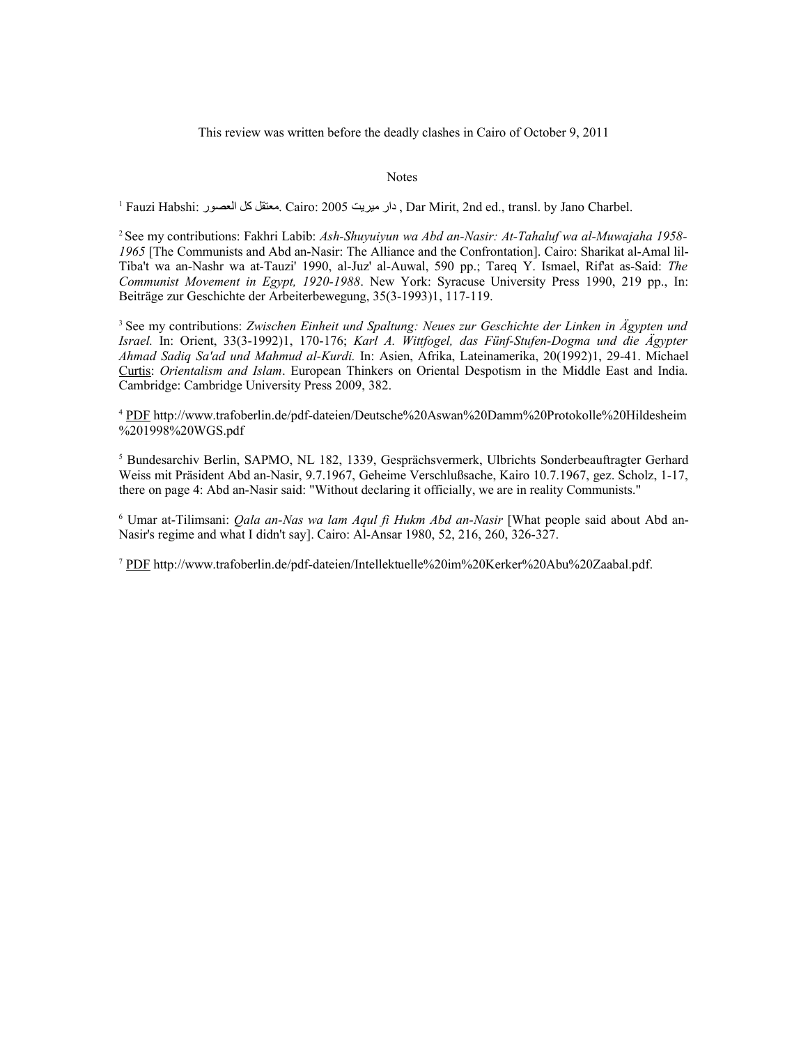This review was written before the deadly clashes in Cairo of October 9, 2011

Notes

[1] Fauzi Habshi: معتقل كل العصور. Cairo: 2005 دار ميريت , Dar Mirit, 2nd ed., transl. by Jano Charbel.

[2] See my contributions: Fakhri Labib: *Ash-Shuyuiyun wa Abd an-Nasir: At-Tahaluf wa al-Muwajaha 1958-1965* [The Communists and Abd an-Nasir: The Alliance and the Confrontation]. Cairo: Sharikat al-Amal lil-Tiba't wa an-Nashr wa at-Tauzi' 1990, al-Juz' al-Auwal, 590 pp.; Tareq Y. Ismael, Rif'at as-Said: *The Communist Movement in Egypt, 1920-1988*. New York: Syracuse University Press 1990, 219 pp., In: Beiträge zur Geschichte der Arbeiterbewegung, 35(3-1993)1, 117-119.

[3] See my contributions: *Zwischen Einheit und Spaltung: Neues zur Geschichte der Linken in Ägypten und Israel.* In: Orient, 33(3-1992)1, 170-176; *Karl A. Wittfogel, das Fünf-Stufen-Dogma und die Ägypter Ahmad Sadiq Sa'ad und Mahmud al-Kurdi.* In: Asien, Afrika, Lateinamerika, 20(1992)1, 29-41. Michael Curtis: *Orientalism and Islam*. European Thinkers on Oriental Despotism in the Middle East and India. Cambridge: Cambridge University Press 2009, 382.

[4] PDF http://www.trafoberlin.de/pdf-dateien/Deutsche%20Aswan%20Damm%20Protokolle%20Hildesheim%201998%20WGS.pdf

[5] Bundesarchiv Berlin, SAPMO, NL 182, 1339, Gesprächsvermerk, Ulbrichts Sonderbeauftragter Gerhard Weiss mit Präsident Abd an-Nasir, 9.7.1967, Geheime Verschlußsache, Kairo 10.7.1967, gez. Scholz, 1-17, there on page 4: Abd an-Nasir said: "Without declaring it officially, we are in reality Communists."

[6] Umar at-Tilimsani: *Qala an-Nas wa lam Aqul fi Hukm Abd an-Nasir* [What people said about Abd an-Nasir's regime and what I didn't say]. Cairo: Al-Ansar 1980, 52, 216, 260, 326-327.

[7] PDF http://www.trafoberlin.de/pdf-dateien/Intellektuelle%20im%20Kerker%20Abu%20Zaabal.pdf.